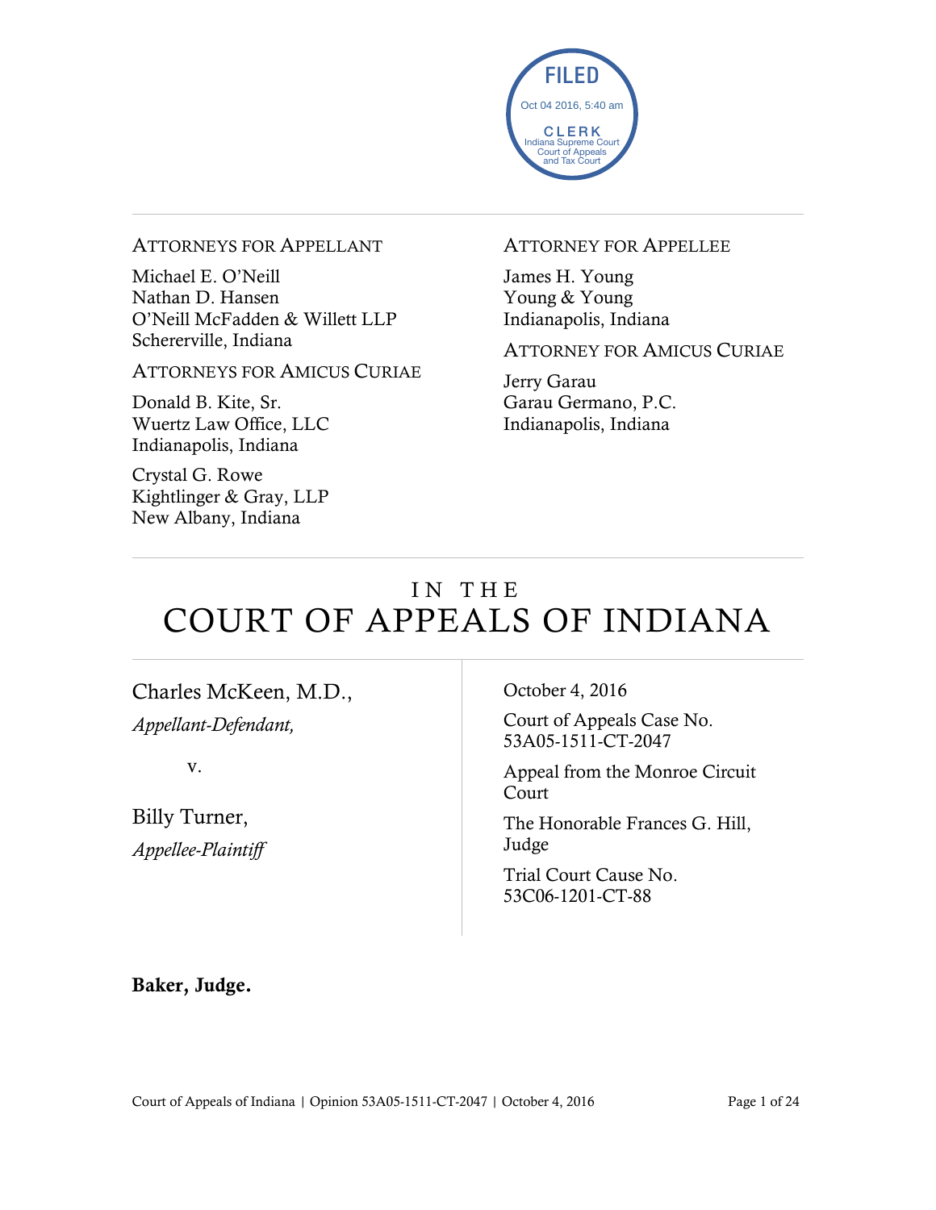FILED
Oct 04 2016, 5:40 am
CLERK
Indiana Supreme Court
Court of Appeals
and Tax Court

---

ATTORNEYS FOR APPELLANT

Michael E. O'Neill
Nathan D. Hansen
O'Neill McFadden & Willett LLP
Schererville, Indiana

ATTORNEYS FOR AMICUS CURIAE

Donald B. Kite, Sr.
Wuertz Law Office, LLC
Indianapolis, Indiana

Crystal G. Rowe
Kightlinger & Gray, LLP
New Albany, Indiana

ATTORNEY FOR APPELLEE

James H. Young
Young & Young
Indianapolis, Indiana

ATTORNEY FOR AMICUS CURIAE

Jerry Garau
Garau Germano, P.C.
Indianapolis, Indiana

---

# IN THE COURT OF APPEALS OF INDIANA

---

Charles McKeen, M.D.,
*Appellant-Defendant,*

v.

Billy Turner,
*Appellee-Plaintiff*

October 4, 2016

Court of Appeals Case No. 53A05-1511-CT-2047

Appeal from the Monroe Circuit Court

The Honorable Frances G. Hill, Judge

Trial Court Cause No. 53C06-1201-CT-88

**Baker, Judge.**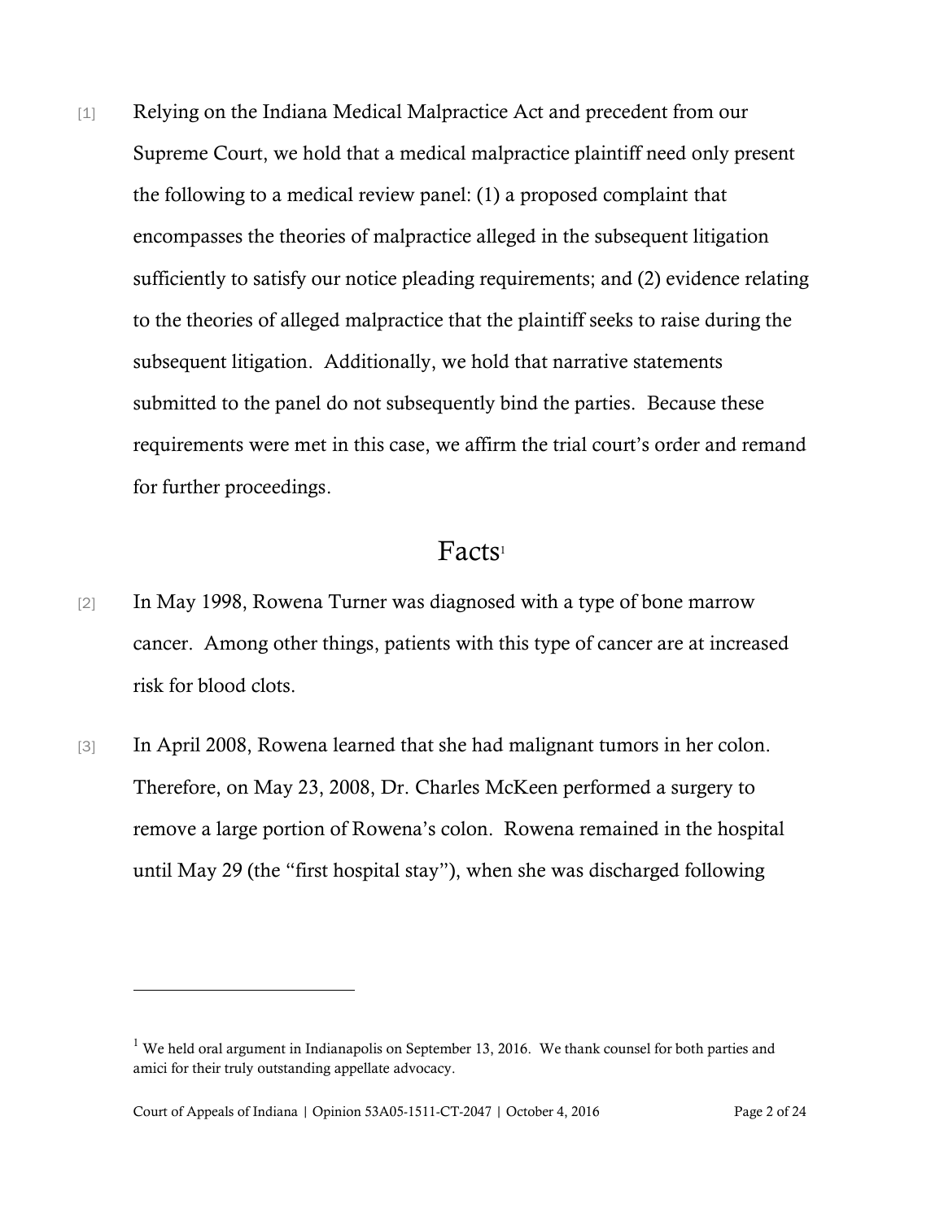[1] Relying on the Indiana Medical Malpractice Act and precedent from our Supreme Court, we hold that a medical malpractice plaintiff need only present the following to a medical review panel: (1) a proposed complaint that encompasses the theories of malpractice alleged in the subsequent litigation sufficiently to satisfy our notice pleading requirements; and (2) evidence relating to the theories of alleged malpractice that the plaintiff seeks to raise during the subsequent litigation. Additionally, we hold that narrative statements submitted to the panel do not subsequently bind the parties. Because these requirements were met in this case, we affirm the trial court's order and remand for further proceedings.

## Facts[1]

[2] In May 1998, Rowena Turner was diagnosed with a type of bone marrow cancer. Among other things, patients with this type of cancer are at increased risk for blood clots.

[3] In April 2008, Rowena learned that she had malignant tumors in her colon. Therefore, on May 23, 2008, Dr. Charles McKeen performed a surgery to remove a large portion of Rowena's colon. Rowena remained in the hospital until May 29 (the "first hospital stay"), when she was discharged following

---

[1] We held oral argument in Indianapolis on September 13, 2016. We thank counsel for both parties and amici for their truly outstanding appellate advocacy.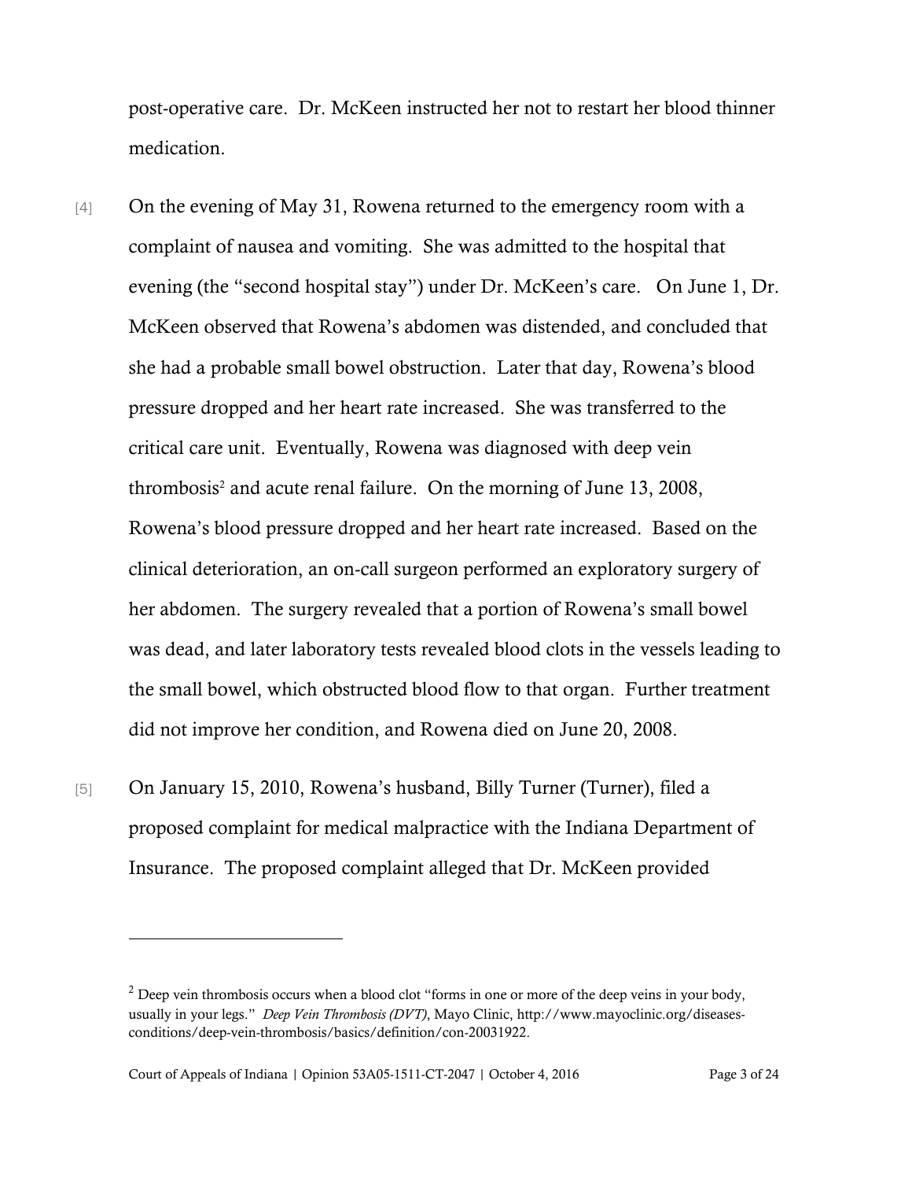post-operative care. Dr. McKeen instructed her not to restart her blood thinner medication.

[4] On the evening of May 31, Rowena returned to the emergency room with a complaint of nausea and vomiting. She was admitted to the hospital that evening (the "second hospital stay") under Dr. McKeen's care. On June 1, Dr. McKeen observed that Rowena's abdomen was distended, and concluded that she had a probable small bowel obstruction. Later that day, Rowena's blood pressure dropped and her heart rate increased. She was transferred to the critical care unit. Eventually, Rowena was diagnosed with deep vein thrombosis[2] and acute renal failure. On the morning of June 13, 2008, Rowena's blood pressure dropped and her heart rate increased. Based on the clinical deterioration, an on-call surgeon performed an exploratory surgery of her abdomen. The surgery revealed that a portion of Rowena's small bowel was dead, and later laboratory tests revealed blood clots in the vessels leading to the small bowel, which obstructed blood flow to that organ. Further treatment did not improve her condition, and Rowena died on June 20, 2008.

[5] On January 15, 2010, Rowena's husband, Billy Turner (Turner), filed a proposed complaint for medical malpractice with the Indiana Department of Insurance. The proposed complaint alleged that Dr. McKeen provided

---

[2] Deep vein thrombosis occurs when a blood clot "forms in one or more of the deep veins in your body, usually in your legs." *Deep Vein Thrombosis (DVT)*, Mayo Clinic, http://www.mayoclinic.org/diseases-conditions/deep-vein-thrombosis/basics/definition/con-20031922.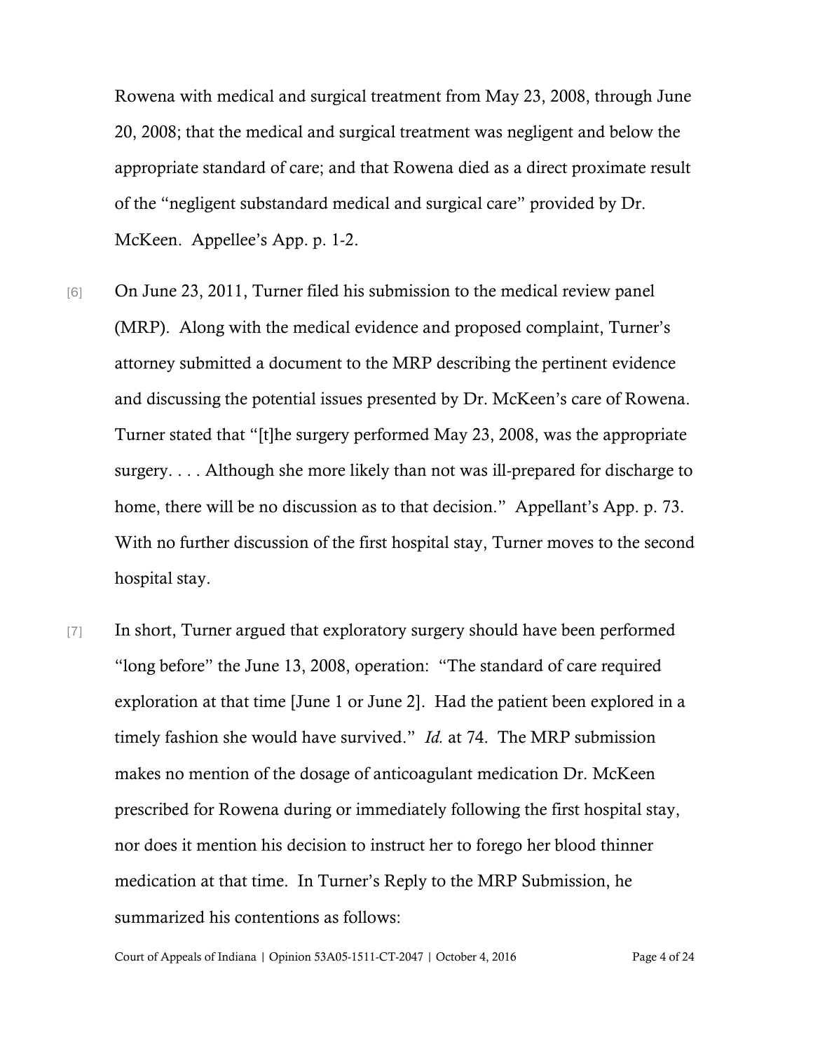Rowena with medical and surgical treatment from May 23, 2008, through June 20, 2008; that the medical and surgical treatment was negligent and below the appropriate standard of care; and that Rowena died as a direct proximate result of the "negligent substandard medical and surgical care" provided by Dr. McKeen. Appellee's App. p. 1-2.

[6] On June 23, 2011, Turner filed his submission to the medical review panel (MRP). Along with the medical evidence and proposed complaint, Turner's attorney submitted a document to the MRP describing the pertinent evidence and discussing the potential issues presented by Dr. McKeen's care of Rowena. Turner stated that "[t]he surgery performed May 23, 2008, was the appropriate surgery. . . . Although she more likely than not was ill-prepared for discharge to home, there will be no discussion as to that decision." Appellant's App. p. 73. With no further discussion of the first hospital stay, Turner moves to the second hospital stay.

[7] In short, Turner argued that exploratory surgery should have been performed "long before" the June 13, 2008, operation: "The standard of care required exploration at that time [June 1 or June 2]. Had the patient been explored in a timely fashion she would have survived." *Id.* at 74. The MRP submission makes no mention of the dosage of anticoagulant medication Dr. McKeen prescribed for Rowena during or immediately following the first hospital stay, nor does it mention his decision to instruct her to forego her blood thinner medication at that time. In Turner's Reply to the MRP Submission, he summarized his contentions as follows: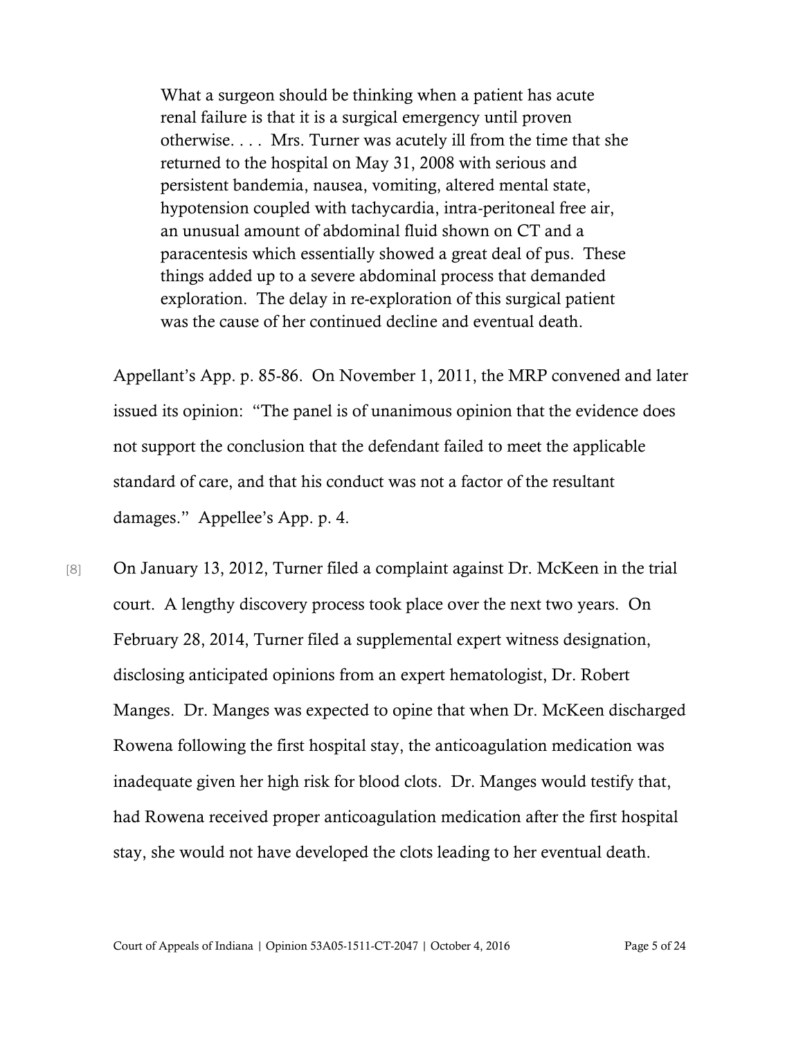> What a surgeon should be thinking when a patient has acute renal failure is that it is a surgical emergency until proven otherwise. . . . Mrs. Turner was acutely ill from the time that she returned to the hospital on May 31, 2008 with serious and persistent bandemia, nausea, vomiting, altered mental state, hypotension coupled with tachycardia, intra-peritoneal free air, an unusual amount of abdominal fluid shown on CT and a paracentesis which essentially showed a great deal of pus. These things added up to a severe abdominal process that demanded exploration. The delay in re-exploration of this surgical patient was the cause of her continued decline and eventual death.

Appellant's App. p. 85-86. On November 1, 2011, the MRP convened and later issued its opinion: "The panel is of unanimous opinion that the evidence does not support the conclusion that the defendant failed to meet the applicable standard of care, and that his conduct was not a factor of the resultant damages." Appellee's App. p. 4.

[8] On January 13, 2012, Turner filed a complaint against Dr. McKeen in the trial court. A lengthy discovery process took place over the next two years. On February 28, 2014, Turner filed a supplemental expert witness designation, disclosing anticipated opinions from an expert hematologist, Dr. Robert Manges. Dr. Manges was expected to opine that when Dr. McKeen discharged Rowena following the first hospital stay, the anticoagulation medication was inadequate given her high risk for blood clots. Dr. Manges would testify that, had Rowena received proper anticoagulation medication after the first hospital stay, she would not have developed the clots leading to her eventual death.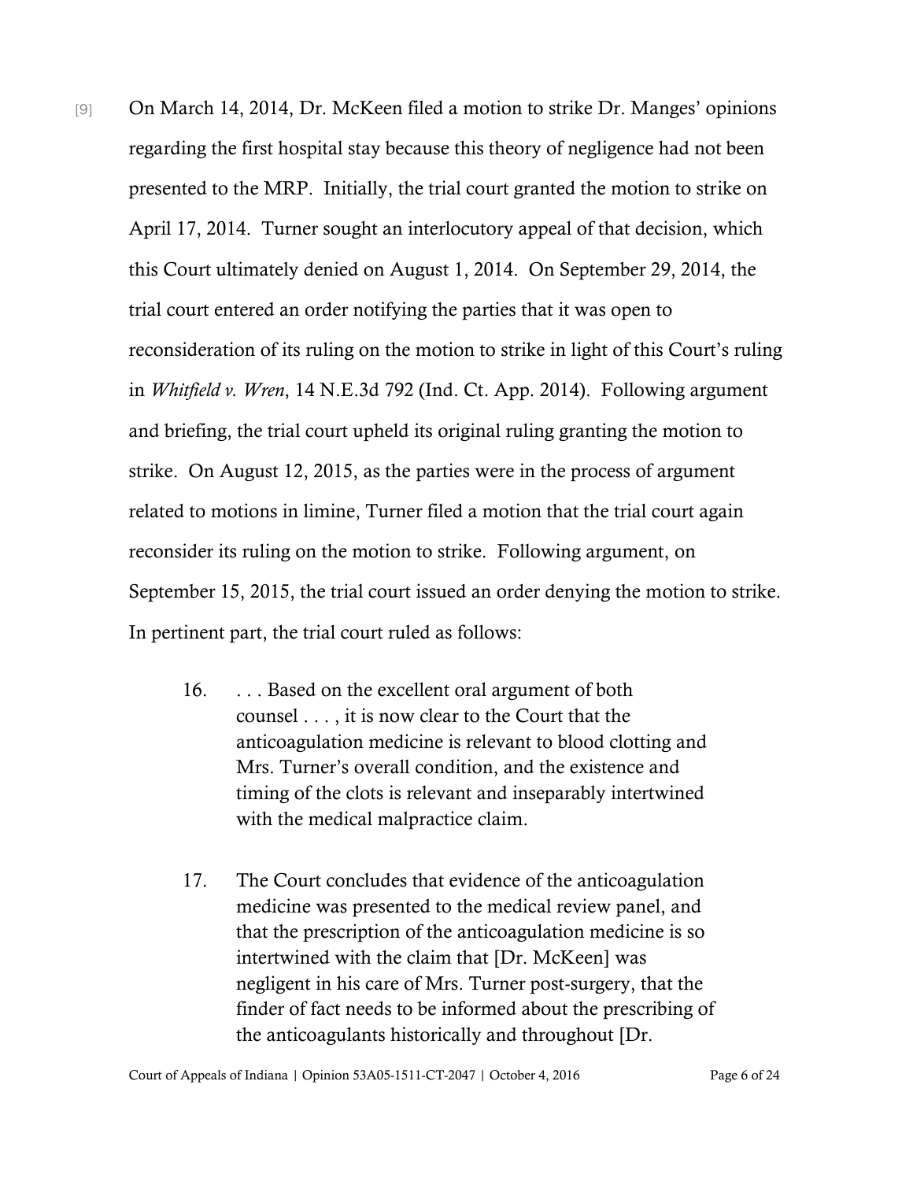[9] On March 14, 2014, Dr. McKeen filed a motion to strike Dr. Manges' opinions regarding the first hospital stay because this theory of negligence had not been presented to the MRP. Initially, the trial court granted the motion to strike on April 17, 2014. Turner sought an interlocutory appeal of that decision, which this Court ultimately denied on August 1, 2014. On September 29, 2014, the trial court entered an order notifying the parties that it was open to reconsideration of its ruling on the motion to strike in light of this Court's ruling in *Whitfield v. Wren*, 14 N.E.3d 792 (Ind. Ct. App. 2014). Following argument and briefing, the trial court upheld its original ruling granting the motion to strike. On August 12, 2015, as the parties were in the process of argument related to motions in limine, Turner filed a motion that the trial court again reconsider its ruling on the motion to strike. Following argument, on September 15, 2015, the trial court issued an order denying the motion to strike. In pertinent part, the trial court ruled as follows:

> 16. . . . Based on the excellent oral argument of both counsel . . . , it is now clear to the Court that the anticoagulation medicine is relevant to blood clotting and Mrs. Turner's overall condition, and the existence and timing of the clots is relevant and inseparably intertwined with the medical malpractice claim.
>
> 17. The Court concludes that evidence of the anticoagulation medicine was presented to the medical review panel, and that the prescription of the anticoagulation medicine is so intertwined with the claim that [Dr. McKeen] was negligent in his care of Mrs. Turner post-surgery, that the finder of fact needs to be informed about the prescribing of the anticoagulants historically and throughout [Dr.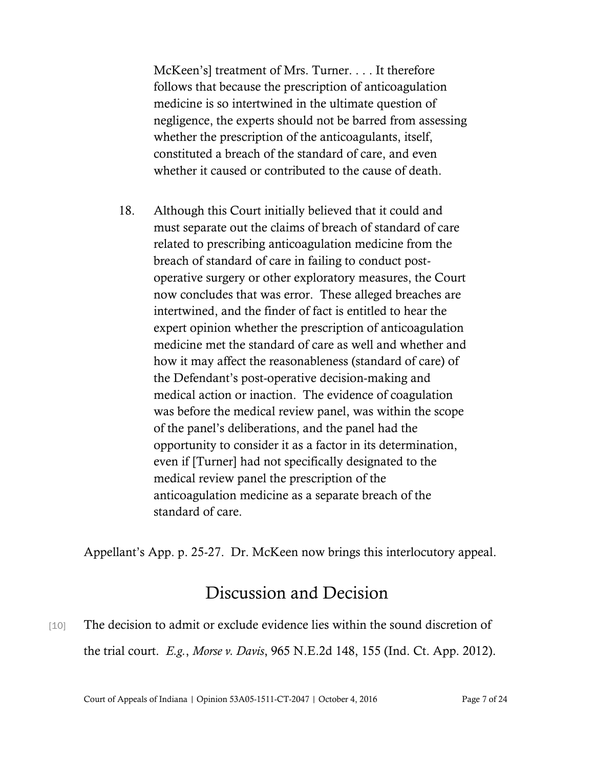> McKeen's] treatment of Mrs. Turner. . . . It therefore follows that because the prescription of anticoagulation medicine is so intertwined in the ultimate question of negligence, the experts should not be barred from assessing whether the prescription of the anticoagulants, itself, constituted a breach of the standard of care, and even whether it caused or contributed to the cause of death.
>
> 18. Although this Court initially believed that it could and must separate out the claims of breach of standard of care related to prescribing anticoagulation medicine from the breach of standard of care in failing to conduct post-operative surgery or other exploratory measures, the Court now concludes that was error. These alleged breaches are intertwined, and the finder of fact is entitled to hear the expert opinion whether the prescription of anticoagulation medicine met the standard of care as well and whether and how it may affect the reasonableness (standard of care) of the Defendant's post-operative decision-making and medical action or inaction. The evidence of coagulation was before the medical review panel, was within the scope of the panel's deliberations, and the panel had the opportunity to consider it as a factor in its determination, even if [Turner] had not specifically designated to the medical review panel the prescription of the anticoagulation medicine as a separate breach of the standard of care.

Appellant's App. p. 25-27. Dr. McKeen now brings this interlocutory appeal.

# Discussion and Decision

[10] The decision to admit or exclude evidence lies within the sound discretion of the trial court. *E.g.*, *Morse v. Davis*, 965 N.E.2d 148, 155 (Ind. Ct. App. 2012).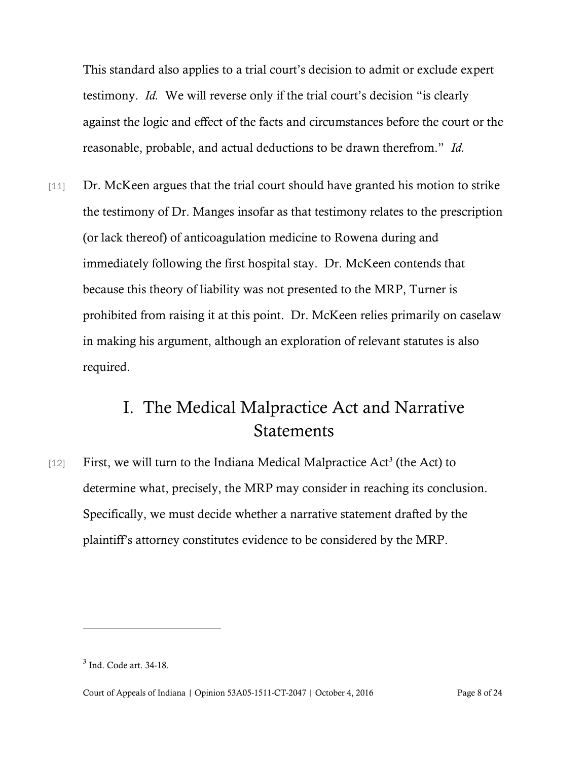This standard also applies to a trial court's decision to admit or exclude expert testimony. *Id.* We will reverse only if the trial court's decision "is clearly against the logic and effect of the facts and circumstances before the court or the reasonable, probable, and actual deductions to be drawn therefrom." *Id.*

[11] Dr. McKeen argues that the trial court should have granted his motion to strike the testimony of Dr. Manges insofar as that testimony relates to the prescription (or lack thereof) of anticoagulation medicine to Rowena during and immediately following the first hospital stay. Dr. McKeen contends that because this theory of liability was not presented to the MRP, Turner is prohibited from raising it at this point. Dr. McKeen relies primarily on caselaw in making his argument, although an exploration of relevant statutes is also required.

## I. The Medical Malpractice Act and Narrative Statements

[12] First, we will turn to the Indiana Medical Malpractice Act[3] (the Act) to determine what, precisely, the MRP may consider in reaching its conclusion. Specifically, we must decide whether a narrative statement drafted by the plaintiff's attorney constitutes evidence to be considered by the MRP.

---

[3] Ind. Code art. 34-18.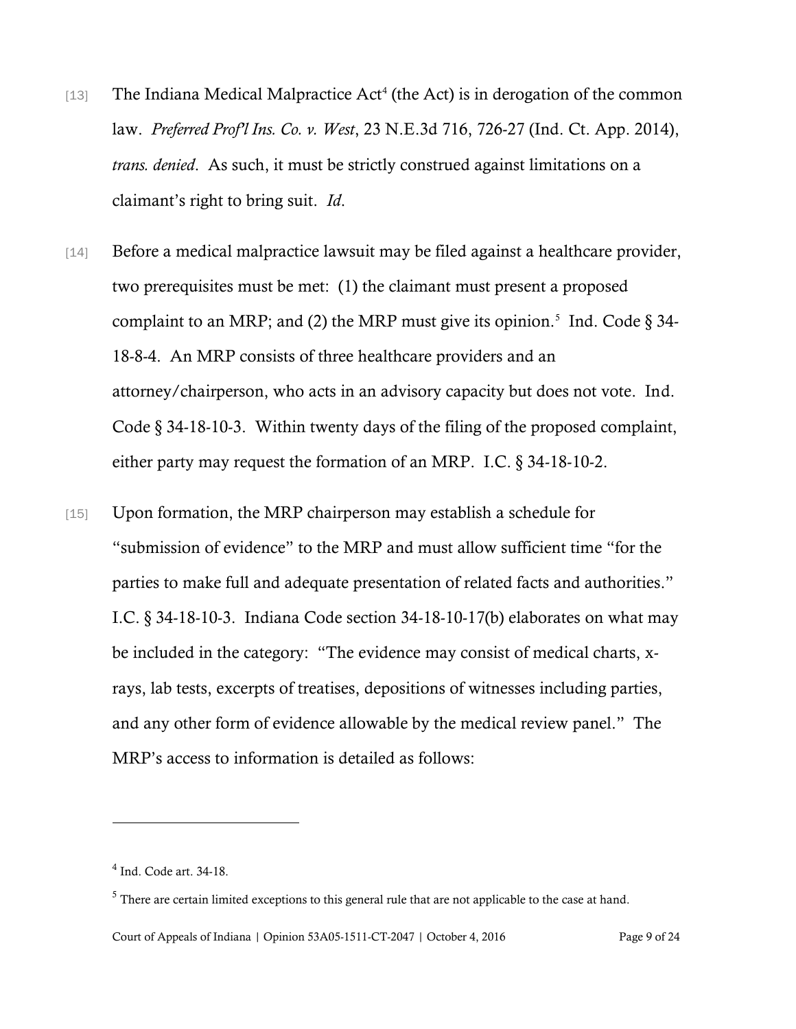[13] The Indiana Medical Malpractice Act[4] (the Act) is in derogation of the common law. *Preferred Prof'l Ins. Co. v. West*, 23 N.E.3d 716, 726-27 (Ind. Ct. App. 2014), *trans. denied*. As such, it must be strictly construed against limitations on a claimant's right to bring suit. *Id*.

[14] Before a medical malpractice lawsuit may be filed against a healthcare provider, two prerequisites must be met: (1) the claimant must present a proposed complaint to an MRP; and (2) the MRP must give its opinion.[5] Ind. Code § 34-18-8-4. An MRP consists of three healthcare providers and an attorney/chairperson, who acts in an advisory capacity but does not vote. Ind. Code § 34-18-10-3. Within twenty days of the filing of the proposed complaint, either party may request the formation of an MRP. I.C. § 34-18-10-2.

[15] Upon formation, the MRP chairperson may establish a schedule for "submission of evidence" to the MRP and must allow sufficient time "for the parties to make full and adequate presentation of related facts and authorities." I.C. § 34-18-10-3. Indiana Code section 34-18-10-17(b) elaborates on what may be included in the category: "The evidence may consist of medical charts, x-rays, lab tests, excerpts of treatises, depositions of witnesses including parties, and any other form of evidence allowable by the medical review panel." The MRP's access to information is detailed as follows:

---

[4] Ind. Code art. 34-18.

[5] There are certain limited exceptions to this general rule that are not applicable to the case at hand.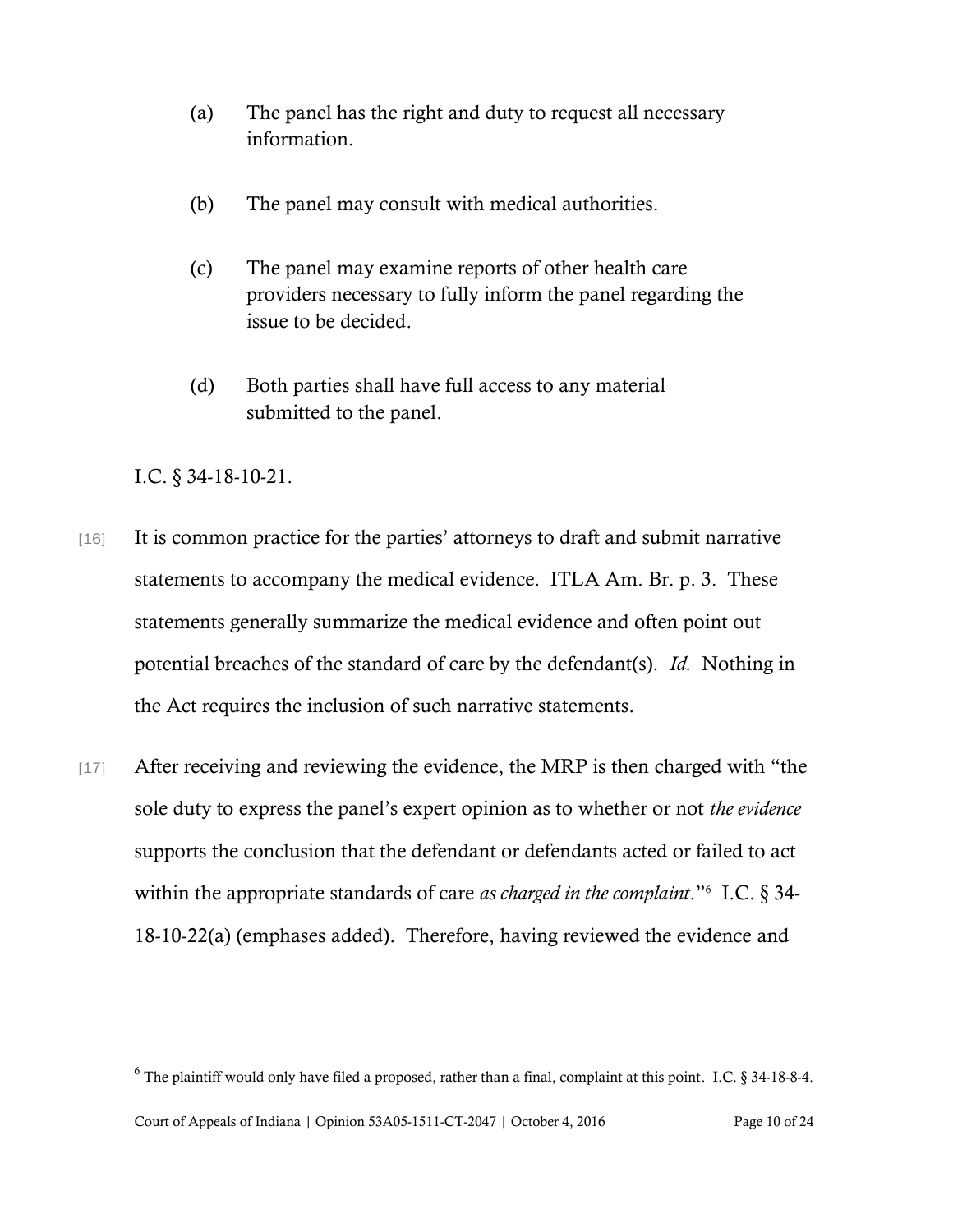(a) The panel has the right and duty to request all necessary information.

(b) The panel may consult with medical authorities.

(c) The panel may examine reports of other health care providers necessary to fully inform the panel regarding the issue to be decided.

(d) Both parties shall have full access to any material submitted to the panel.

I.C. § 34-18-10-21.

[16] It is common practice for the parties' attorneys to draft and submit narrative statements to accompany the medical evidence. ITLA Am. Br. p. 3. These statements generally summarize the medical evidence and often point out potential breaches of the standard of care by the defendant(s). *Id.* Nothing in the Act requires the inclusion of such narrative statements.

[17] After receiving and reviewing the evidence, the MRP is then charged with "the sole duty to express the panel's expert opinion as to whether or not *the evidence* supports the conclusion that the defendant or defendants acted or failed to act within the appropriate standards of care *as charged in the complaint*."[6] I.C. § 34-18-10-22(a) (emphases added). Therefore, having reviewed the evidence and

---

[6] The plaintiff would only have filed a proposed, rather than a final, complaint at this point. I.C. § 34-18-8-4.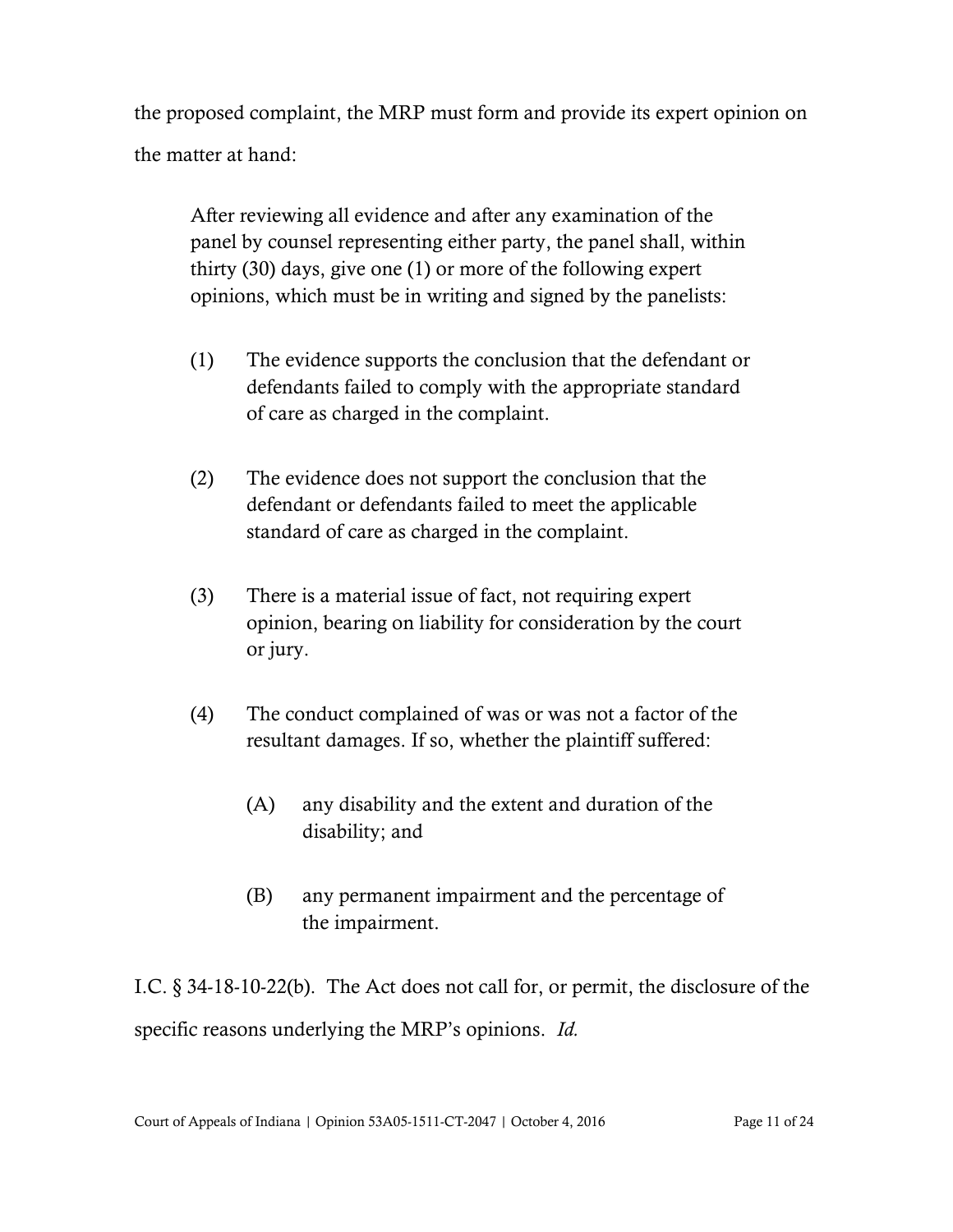the proposed complaint, the MRP must form and provide its expert opinion on the matter at hand:

> After reviewing all evidence and after any examination of the panel by counsel representing either party, the panel shall, within thirty (30) days, give one (1) or more of the following expert opinions, which must be in writing and signed by the panelists:
>
> (1) The evidence supports the conclusion that the defendant or defendants failed to comply with the appropriate standard of care as charged in the complaint.
>
> (2) The evidence does not support the conclusion that the defendant or defendants failed to meet the applicable standard of care as charged in the complaint.
>
> (3) There is a material issue of fact, not requiring expert opinion, bearing on liability for consideration by the court or jury.
>
> (4) The conduct complained of was or was not a factor of the resultant damages. If so, whether the plaintiff suffered:
>
> (A) any disability and the extent and duration of the disability; and
>
> (B) any permanent impairment and the percentage of the impairment.

I.C. § 34-18-10-22(b). The Act does not call for, or permit, the disclosure of the specific reasons underlying the MRP's opinions. *Id.*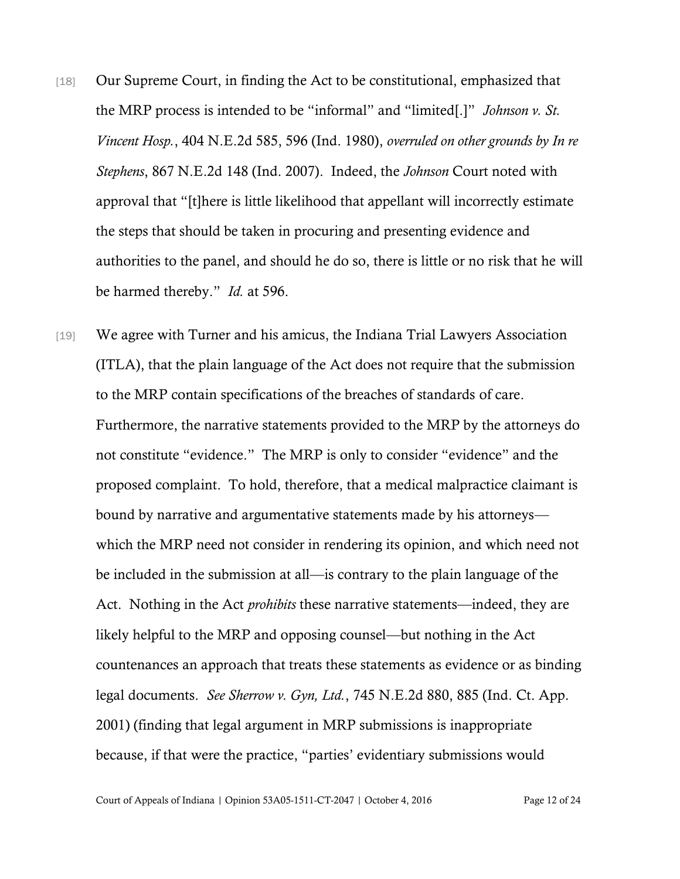[18] Our Supreme Court, in finding the Act to be constitutional, emphasized that the MRP process is intended to be "informal" and "limited[.]" *Johnson v. St. Vincent Hosp.*, 404 N.E.2d 585, 596 (Ind. 1980), *overruled on other grounds by In re Stephens*, 867 N.E.2d 148 (Ind. 2007). Indeed, the *Johnson* Court noted with approval that "[t]here is little likelihood that appellant will incorrectly estimate the steps that should be taken in procuring and presenting evidence and authorities to the panel, and should he do so, there is little or no risk that he will be harmed thereby." *Id.* at 596.

[19] We agree with Turner and his amicus, the Indiana Trial Lawyers Association (ITLA), that the plain language of the Act does not require that the submission to the MRP contain specifications of the breaches of standards of care. Furthermore, the narrative statements provided to the MRP by the attorneys do not constitute "evidence." The MRP is only to consider "evidence" and the proposed complaint. To hold, therefore, that a medical malpractice claimant is bound by narrative and argumentative statements made by his attorneys—which the MRP need not consider in rendering its opinion, and which need not be included in the submission at all—is contrary to the plain language of the Act. Nothing in the Act *prohibits* these narrative statements—indeed, they are likely helpful to the MRP and opposing counsel—but nothing in the Act countenances an approach that treats these statements as evidence or as binding legal documents. *See Sherrow v. Gyn, Ltd.*, 745 N.E.2d 880, 885 (Ind. Ct. App. 2001) (finding that legal argument in MRP submissions is inappropriate because, if that were the practice, "parties' evidentiary submissions would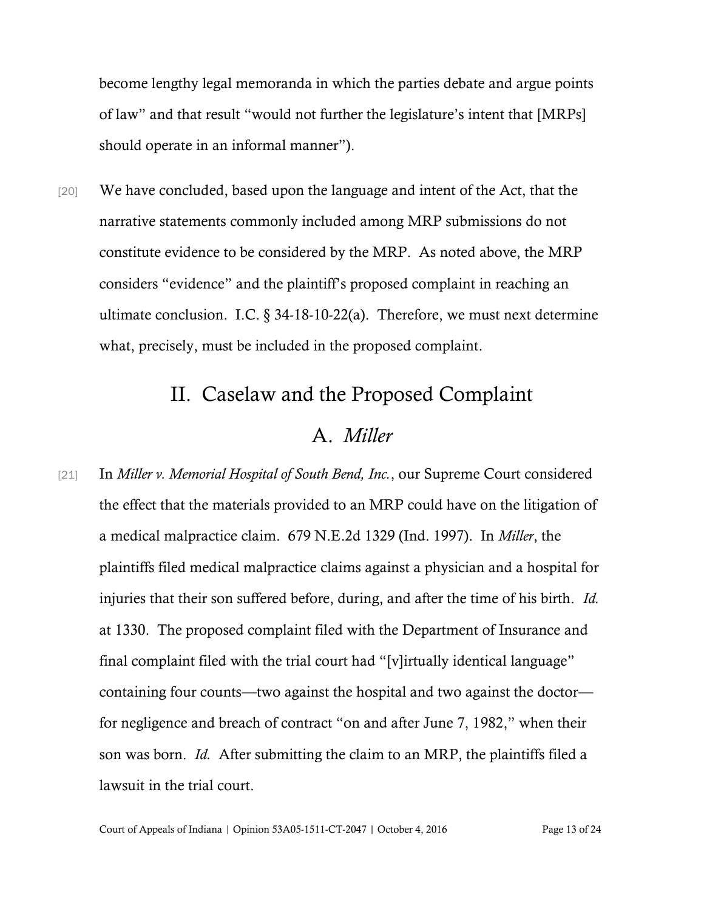become lengthy legal memoranda in which the parties debate and argue points of law" and that result "would not further the legislature's intent that [MRPs] should operate in an informal manner").

[20] We have concluded, based upon the language and intent of the Act, that the narrative statements commonly included among MRP submissions do not constitute evidence to be considered by the MRP. As noted above, the MRP considers "evidence" and the plaintiff's proposed complaint in reaching an ultimate conclusion. I.C. § 34-18-10-22(a). Therefore, we must next determine what, precisely, must be included in the proposed complaint.

## II. Caselaw and the Proposed Complaint

### A. *Miller*

[21] In *Miller v. Memorial Hospital of South Bend, Inc.*, our Supreme Court considered the effect that the materials provided to an MRP could have on the litigation of a medical malpractice claim. 679 N.E.2d 1329 (Ind. 1997). In *Miller*, the plaintiffs filed medical malpractice claims against a physician and a hospital for injuries that their son suffered before, during, and after the time of his birth. *Id.* at 1330. The proposed complaint filed with the Department of Insurance and final complaint filed with the trial court had "[v]irtually identical language" containing four counts—two against the hospital and two against the doctor—for negligence and breach of contract "on and after June 7, 1982," when their son was born. *Id.* After submitting the claim to an MRP, the plaintiffs filed a lawsuit in the trial court.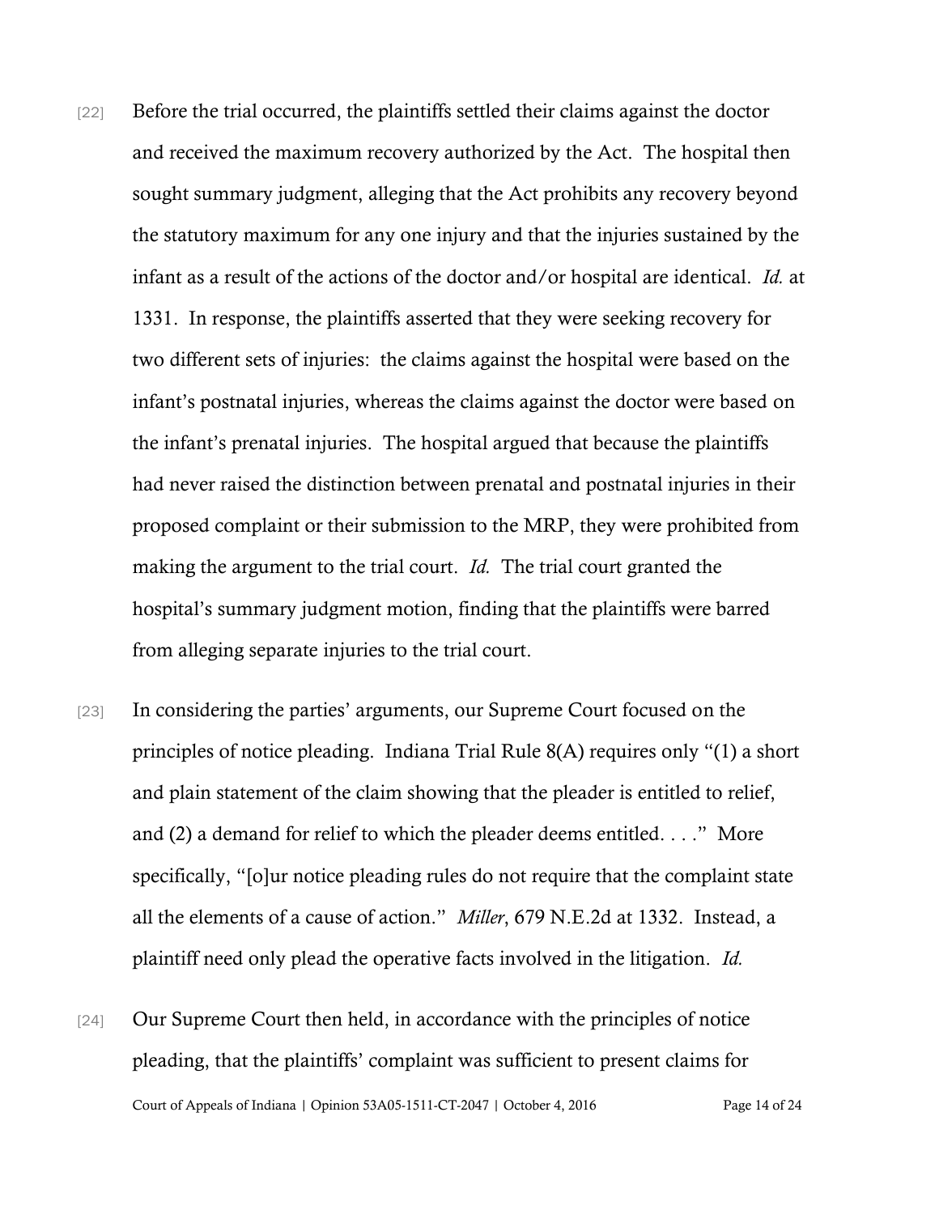[22] Before the trial occurred, the plaintiffs settled their claims against the doctor and received the maximum recovery authorized by the Act. The hospital then sought summary judgment, alleging that the Act prohibits any recovery beyond the statutory maximum for any one injury and that the injuries sustained by the infant as a result of the actions of the doctor and/or hospital are identical. *Id.* at 1331. In response, the plaintiffs asserted that they were seeking recovery for two different sets of injuries: the claims against the hospital were based on the infant's postnatal injuries, whereas the claims against the doctor were based on the infant's prenatal injuries. The hospital argued that because the plaintiffs had never raised the distinction between prenatal and postnatal injuries in their proposed complaint or their submission to the MRP, they were prohibited from making the argument to the trial court. *Id.* The trial court granted the hospital's summary judgment motion, finding that the plaintiffs were barred from alleging separate injuries to the trial court.

[23] In considering the parties' arguments, our Supreme Court focused on the principles of notice pleading. Indiana Trial Rule 8(A) requires only "(1) a short and plain statement of the claim showing that the pleader is entitled to relief, and (2) a demand for relief to which the pleader deems entitled. . . ." More specifically, "[o]ur notice pleading rules do not require that the complaint state all the elements of a cause of action." *Miller*, 679 N.E.2d at 1332. Instead, a plaintiff need only plead the operative facts involved in the litigation. *Id.*

[24] Our Supreme Court then held, in accordance with the principles of notice pleading, that the plaintiffs' complaint was sufficient to present claims for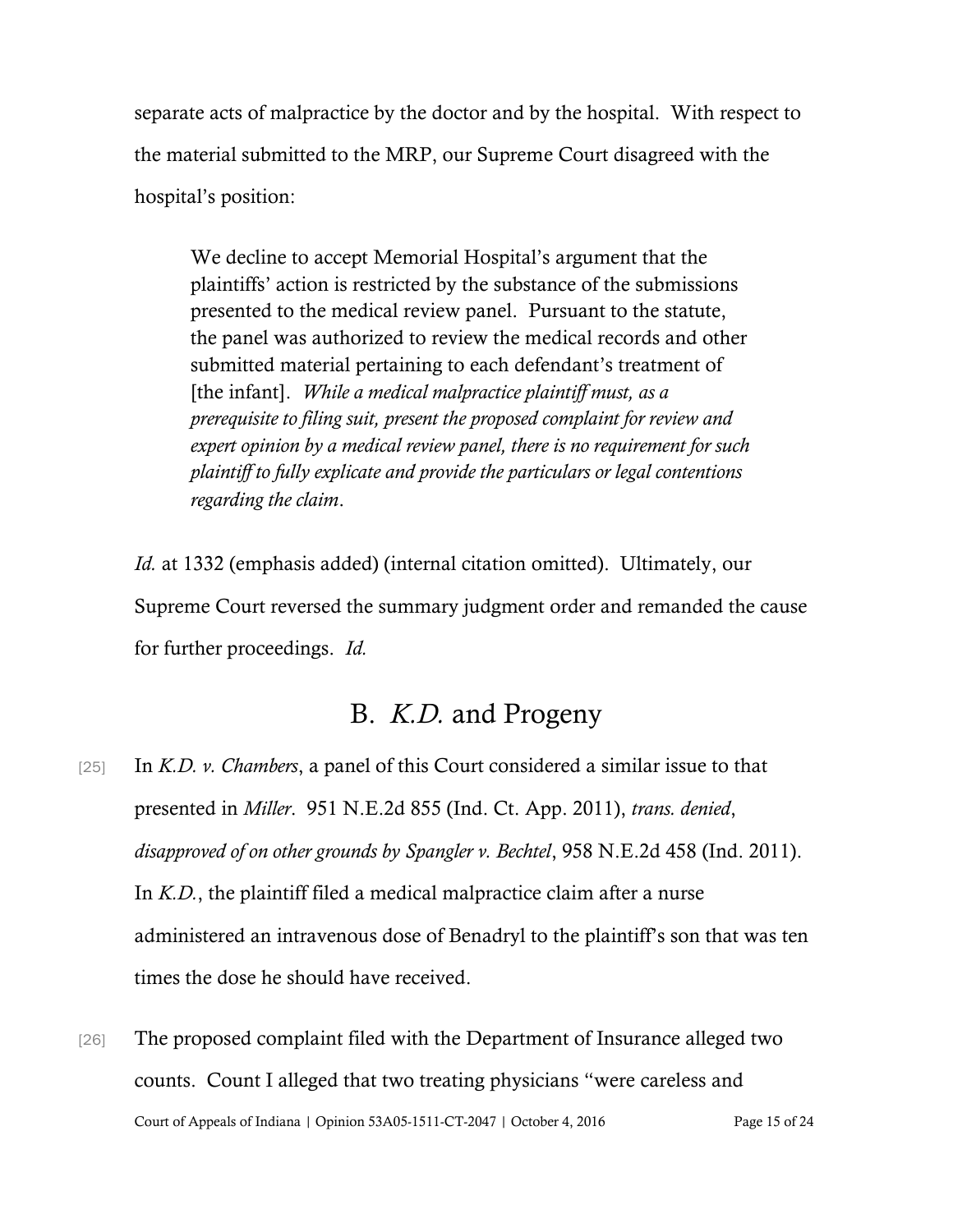separate acts of malpractice by the doctor and by the hospital. With respect to the material submitted to the MRP, our Supreme Court disagreed with the hospital's position:

> We decline to accept Memorial Hospital's argument that the plaintiffs' action is restricted by the substance of the submissions presented to the medical review panel. Pursuant to the statute, the panel was authorized to review the medical records and other submitted material pertaining to each defendant's treatment of [the infant]. *While a medical malpractice plaintiff must, as a prerequisite to filing suit, present the proposed complaint for review and expert opinion by a medical review panel, there is no requirement for such plaintiff to fully explicate and provide the particulars or legal contentions regarding the claim*.

*Id.* at 1332 (emphasis added) (internal citation omitted). Ultimately, our Supreme Court reversed the summary judgment order and remanded the cause for further proceedings. *Id.*

## B. *K.D.* and Progeny

[25] In *K.D. v. Chambers*, a panel of this Court considered a similar issue to that presented in *Miller*. 951 N.E.2d 855 (Ind. Ct. App. 2011), *trans. denied*, *disapproved of on other grounds by Spangler v. Bechtel*, 958 N.E.2d 458 (Ind. 2011). In *K.D.*, the plaintiff filed a medical malpractice claim after a nurse administered an intravenous dose of Benadryl to the plaintiff's son that was ten times the dose he should have received.

[26] The proposed complaint filed with the Department of Insurance alleged two counts. Count I alleged that two treating physicians "were careless and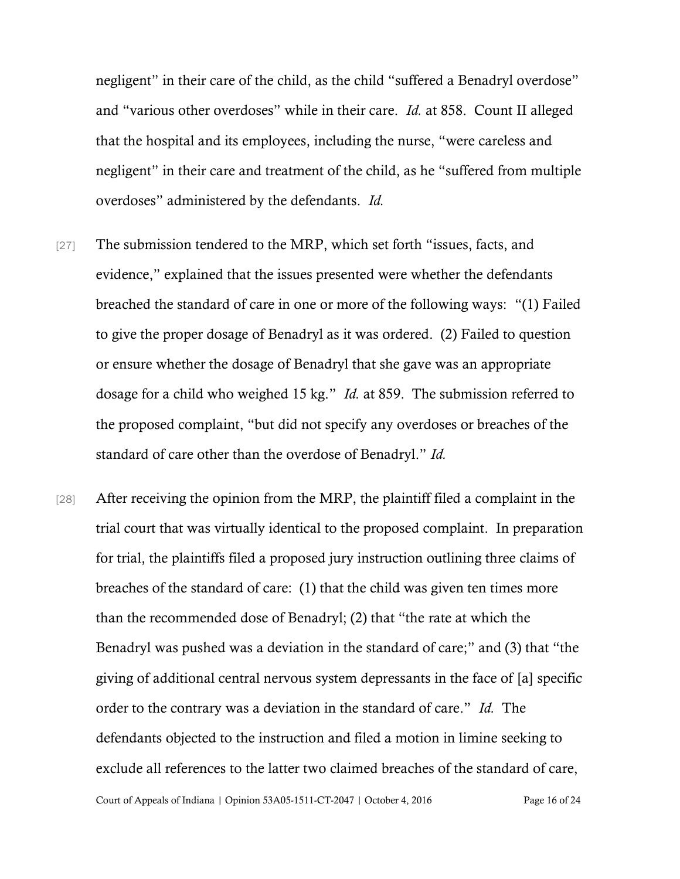negligent" in their care of the child, as the child "suffered a Benadryl overdose" and "various other overdoses" while in their care. *Id.* at 858. Count II alleged that the hospital and its employees, including the nurse, "were careless and negligent" in their care and treatment of the child, as he "suffered from multiple overdoses" administered by the defendants. *Id.*

[27] The submission tendered to the MRP, which set forth "issues, facts, and evidence," explained that the issues presented were whether the defendants breached the standard of care in one or more of the following ways: "(1) Failed to give the proper dosage of Benadryl as it was ordered. (2) Failed to question or ensure whether the dosage of Benadryl that she gave was an appropriate dosage for a child who weighed 15 kg." *Id.* at 859. The submission referred to the proposed complaint, "but did not specify any overdoses or breaches of the standard of care other than the overdose of Benadryl." *Id.*

[28] After receiving the opinion from the MRP, the plaintiff filed a complaint in the trial court that was virtually identical to the proposed complaint. In preparation for trial, the plaintiffs filed a proposed jury instruction outlining three claims of breaches of the standard of care: (1) that the child was given ten times more than the recommended dose of Benadryl; (2) that "the rate at which the Benadryl was pushed was a deviation in the standard of care;" and (3) that "the giving of additional central nervous system depressants in the face of [a] specific order to the contrary was a deviation in the standard of care." *Id.* The defendants objected to the instruction and filed a motion in limine seeking to exclude all references to the latter two claimed breaches of the standard of care,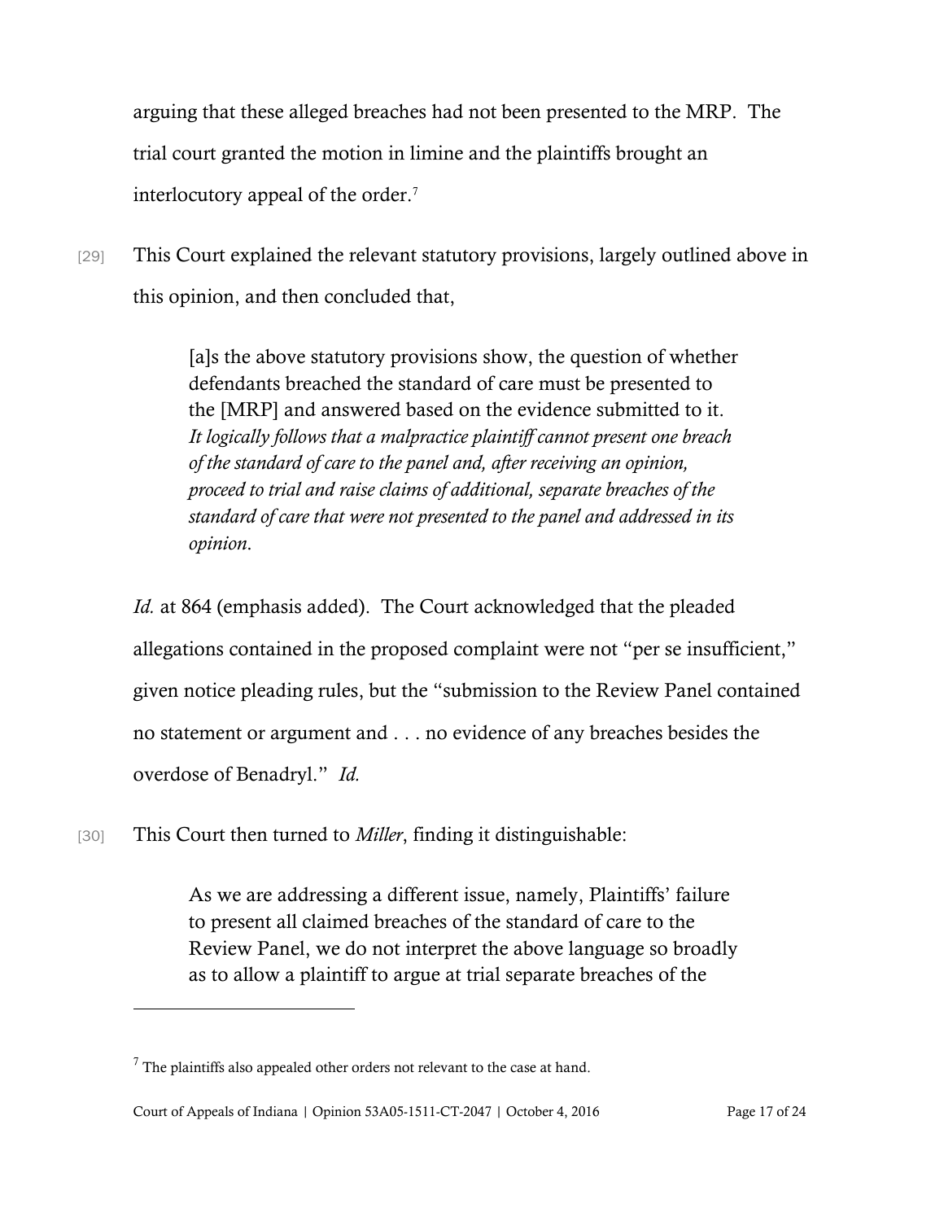arguing that these alleged breaches had not been presented to the MRP. The trial court granted the motion in limine and the plaintiffs brought an interlocutory appeal of the order.[7]

[29] This Court explained the relevant statutory provisions, largely outlined above in this opinion, and then concluded that,

> [a]s the above statutory provisions show, the question of whether defendants breached the standard of care must be presented to the [MRP] and answered based on the evidence submitted to it. *It logically follows that a malpractice plaintiff cannot present one breach of the standard of care to the panel and, after receiving an opinion, proceed to trial and raise claims of additional, separate breaches of the standard of care that were not presented to the panel and addressed in its opinion.*

*Id.* at 864 (emphasis added). The Court acknowledged that the pleaded allegations contained in the proposed complaint were not "per se insufficient," given notice pleading rules, but the "submission to the Review Panel contained no statement or argument and . . . no evidence of any breaches besides the overdose of Benadryl." *Id.*

[30] This Court then turned to *Miller*, finding it distinguishable:

> As we are addressing a different issue, namely, Plaintiffs' failure to present all claimed breaches of the standard of care to the Review Panel, we do not interpret the above language so broadly as to allow a plaintiff to argue at trial separate breaches of the

---

[7] The plaintiffs also appealed other orders not relevant to the case at hand.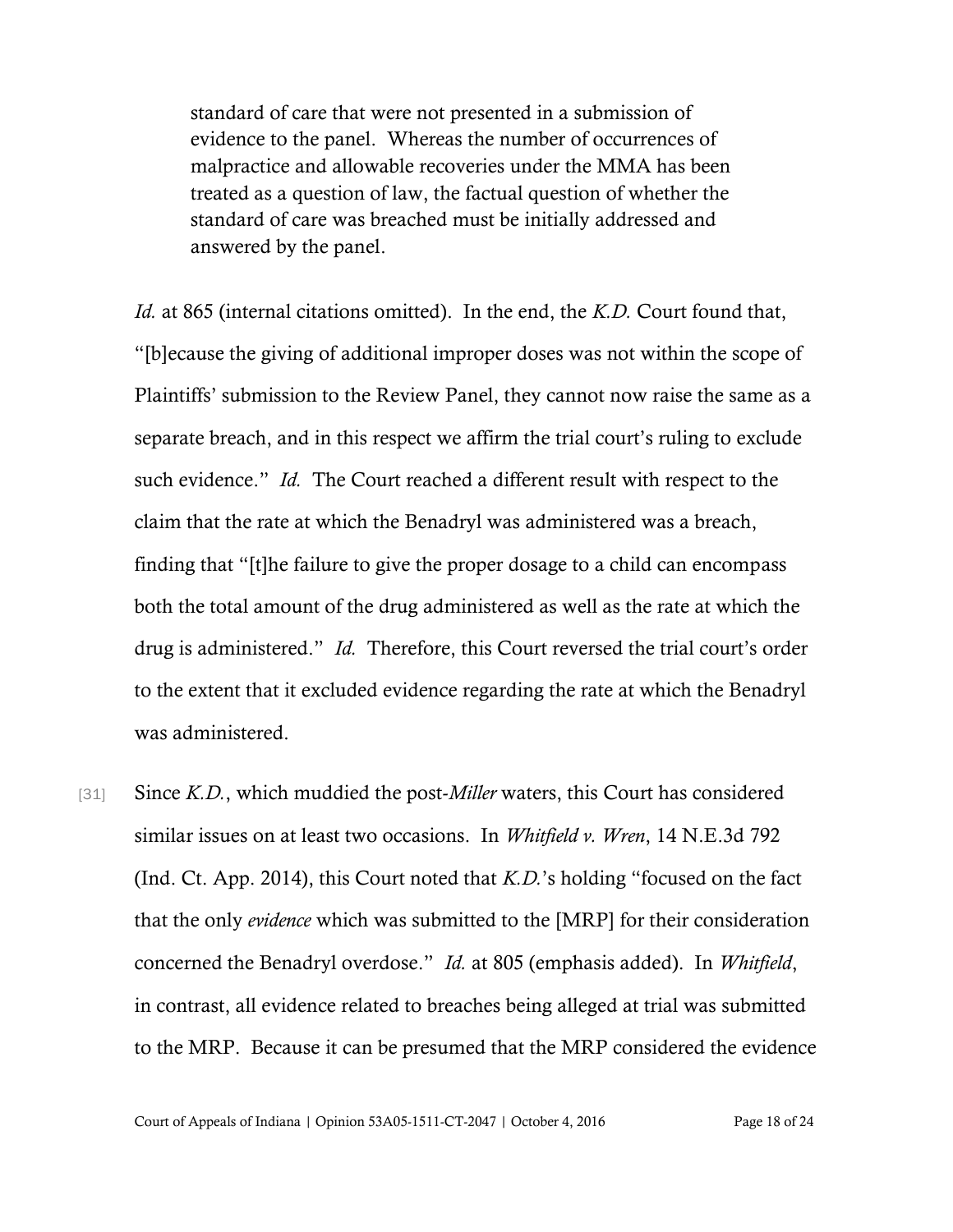> standard of care that were not presented in a submission of evidence to the panel. Whereas the number of occurrences of malpractice and allowable recoveries under the MMA has been treated as a question of law, the factual question of whether the standard of care was breached must be initially addressed and answered by the panel.

*Id.* at 865 (internal citations omitted). In the end, the *K.D.* Court found that, "[b]ecause the giving of additional improper doses was not within the scope of Plaintiffs' submission to the Review Panel, they cannot now raise the same as a separate breach, and in this respect we affirm the trial court's ruling to exclude such evidence." *Id.* The Court reached a different result with respect to the claim that the rate at which the Benadryl was administered was a breach, finding that "[t]he failure to give the proper dosage to a child can encompass both the total amount of the drug administered as well as the rate at which the drug is administered." *Id.* Therefore, this Court reversed the trial court's order to the extent that it excluded evidence regarding the rate at which the Benadryl was administered.

[31] Since *K.D.*, which muddied the post-*Miller* waters, this Court has considered similar issues on at least two occasions. In *Whitfield v. Wren*, 14 N.E.3d 792 (Ind. Ct. App. 2014), this Court noted that *K.D.*'s holding "focused on the fact that the only *evidence* which was submitted to the [MRP] for their consideration concerned the Benadryl overdose." *Id.* at 805 (emphasis added). In *Whitfield*, in contrast, all evidence related to breaches being alleged at trial was submitted to the MRP. Because it can be presumed that the MRP considered the evidence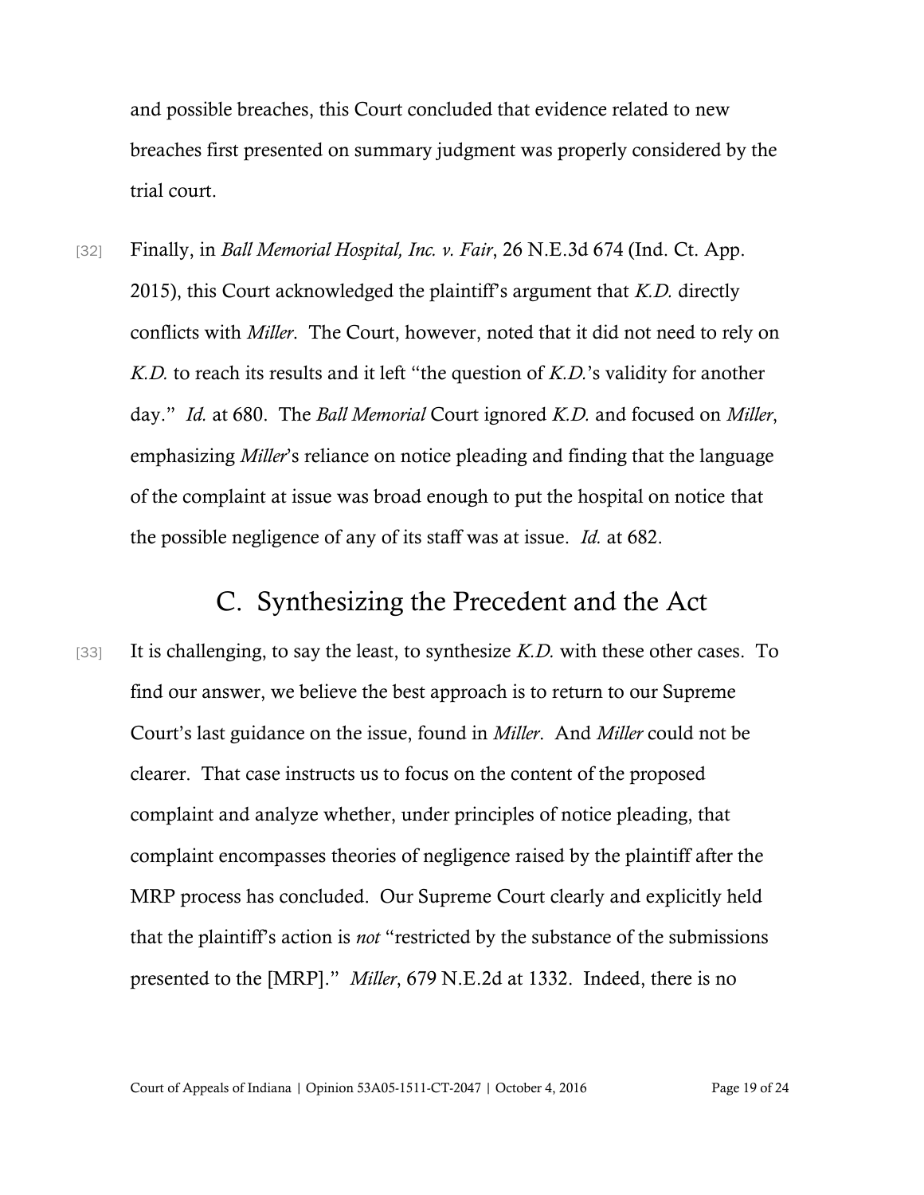and possible breaches, this Court concluded that evidence related to new breaches first presented on summary judgment was properly considered by the trial court.

[32] Finally, in *Ball Memorial Hospital, Inc. v. Fair*, 26 N.E.3d 674 (Ind. Ct. App. 2015), this Court acknowledged the plaintiff's argument that *K.D.* directly conflicts with *Miller*. The Court, however, noted that it did not need to rely on *K.D.* to reach its results and it left "the question of *K.D.*'s validity for another day." *Id.* at 680. The *Ball Memorial* Court ignored *K.D.* and focused on *Miller*, emphasizing *Miller*'s reliance on notice pleading and finding that the language of the complaint at issue was broad enough to put the hospital on notice that the possible negligence of any of its staff was at issue. *Id.* at 682.

## C. Synthesizing the Precedent and the Act

[33] It is challenging, to say the least, to synthesize *K.D.* with these other cases. To find our answer, we believe the best approach is to return to our Supreme Court's last guidance on the issue, found in *Miller*. And *Miller* could not be clearer. That case instructs us to focus on the content of the proposed complaint and analyze whether, under principles of notice pleading, that complaint encompasses theories of negligence raised by the plaintiff after the MRP process has concluded. Our Supreme Court clearly and explicitly held that the plaintiff's action is *not* "restricted by the substance of the submissions presented to the [MRP]." *Miller*, 679 N.E.2d at 1332. Indeed, there is no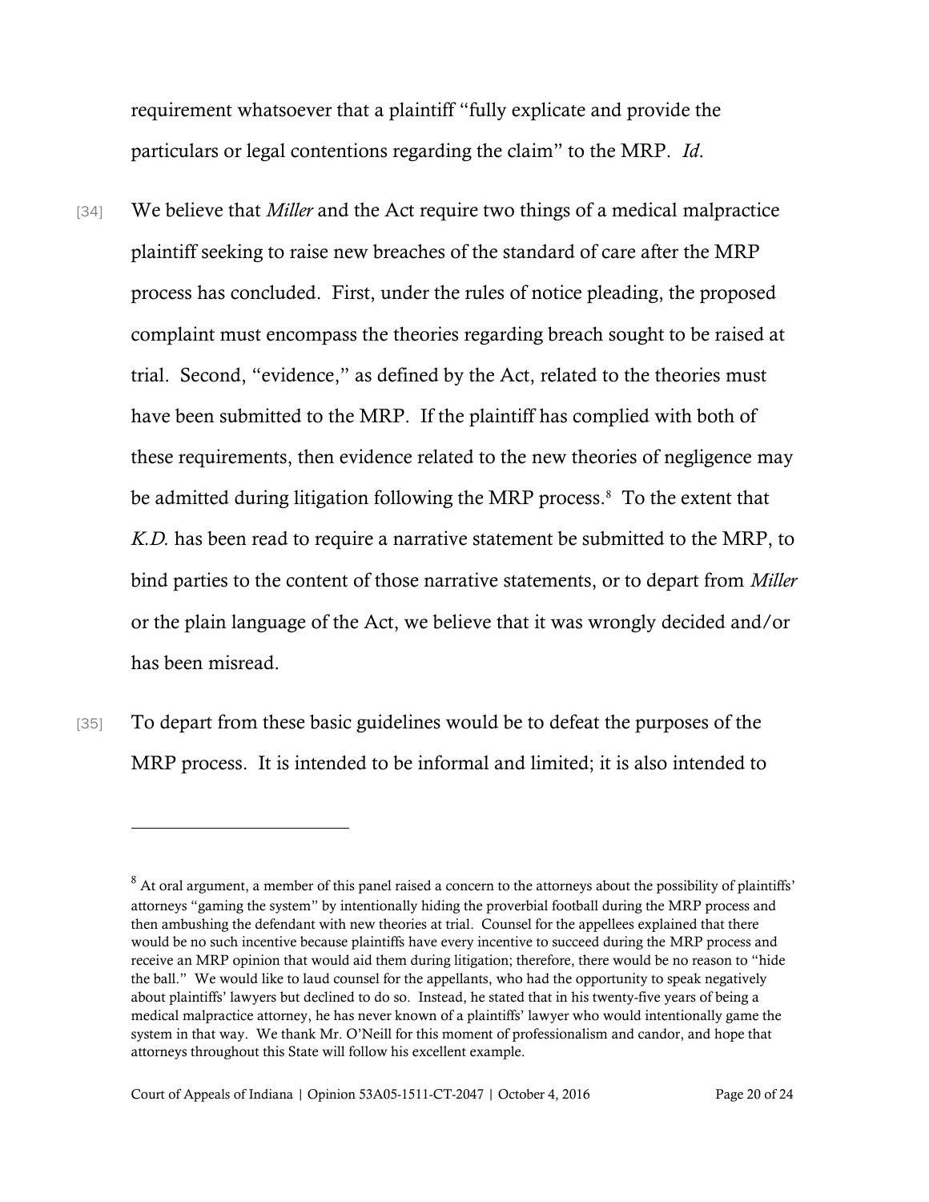requirement whatsoever that a plaintiff "fully explicate and provide the particulars or legal contentions regarding the claim" to the MRP. *Id*.

[34] We believe that *Miller* and the Act require two things of a medical malpractice plaintiff seeking to raise new breaches of the standard of care after the MRP process has concluded. First, under the rules of notice pleading, the proposed complaint must encompass the theories regarding breach sought to be raised at trial. Second, "evidence," as defined by the Act, related to the theories must have been submitted to the MRP. If the plaintiff has complied with both of these requirements, then evidence related to the new theories of negligence may be admitted during litigation following the MRP process.[8] To the extent that *K.D.* has been read to require a narrative statement be submitted to the MRP, to bind parties to the content of those narrative statements, or to depart from *Miller* or the plain language of the Act, we believe that it was wrongly decided and/or has been misread.

[35] To depart from these basic guidelines would be to defeat the purposes of the MRP process. It is intended to be informal and limited; it is also intended to

---

[8] At oral argument, a member of this panel raised a concern to the attorneys about the possibility of plaintiffs' attorneys "gaming the system" by intentionally hiding the proverbial football during the MRP process and then ambushing the defendant with new theories at trial. Counsel for the appellees explained that there would be no such incentive because plaintiffs have every incentive to succeed during the MRP process and receive an MRP opinion that would aid them during litigation; therefore, there would be no reason to "hide the ball." We would like to laud counsel for the appellants, who had the opportunity to speak negatively about plaintiffs' lawyers but declined to do so. Instead, he stated that in his twenty-five years of being a medical malpractice attorney, he has never known of a plaintiffs' lawyer who would intentionally game the system in that way. We thank Mr. O'Neill for this moment of professionalism and candor, and hope that attorneys throughout this State will follow his excellent example.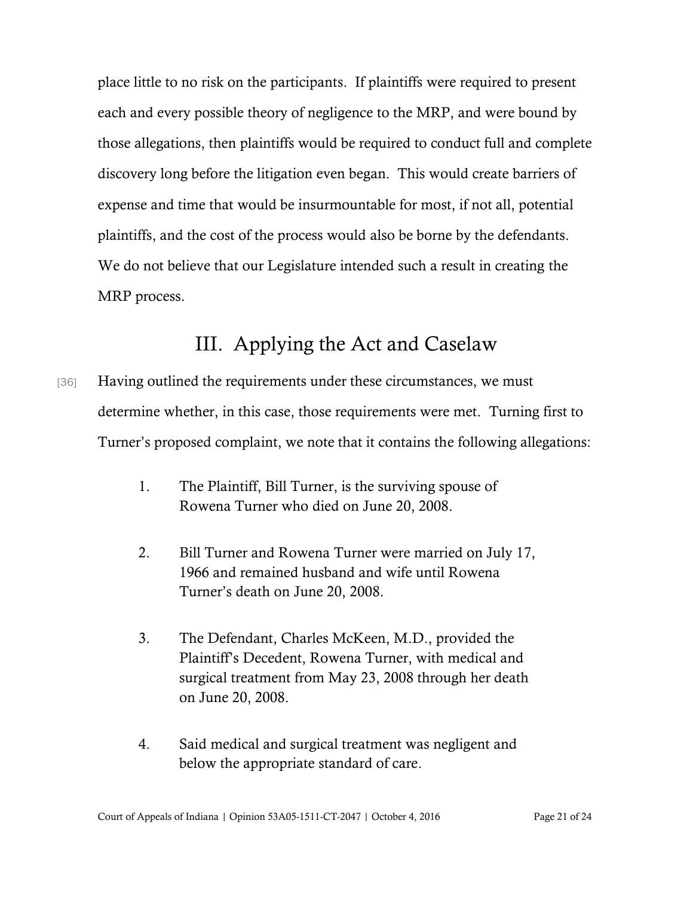place little to no risk on the participants. If plaintiffs were required to present each and every possible theory of negligence to the MRP, and were bound by those allegations, then plaintiffs would be required to conduct full and complete discovery long before the litigation even began. This would create barriers of expense and time that would be insurmountable for most, if not all, potential plaintiffs, and the cost of the process would also be borne by the defendants. We do not believe that our Legislature intended such a result in creating the MRP process.

## III. Applying the Act and Caselaw

[36] Having outlined the requirements under these circumstances, we must determine whether, in this case, those requirements were met. Turning first to Turner's proposed complaint, we note that it contains the following allegations:

> 1. The Plaintiff, Bill Turner, is the surviving spouse of Rowena Turner who died on June 20, 2008.
>
> 2. Bill Turner and Rowena Turner were married on July 17, 1966 and remained husband and wife until Rowena Turner's death on June 20, 2008.
>
> 3. The Defendant, Charles McKeen, M.D., provided the Plaintiff's Decedent, Rowena Turner, with medical and surgical treatment from May 23, 2008 through her death on June 20, 2008.
>
> 4. Said medical and surgical treatment was negligent and below the appropriate standard of care.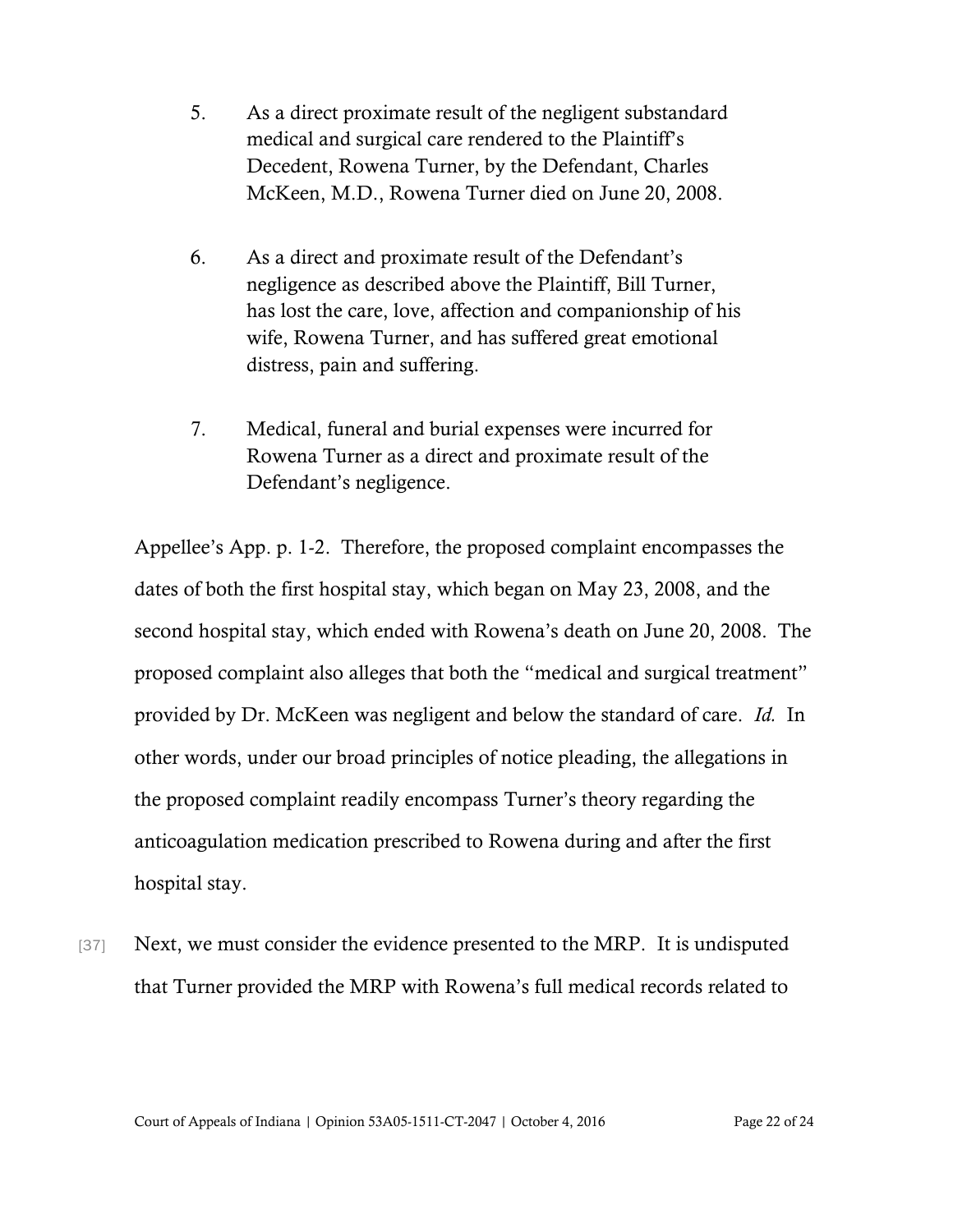5. As a direct proximate result of the negligent substandard medical and surgical care rendered to the Plaintiff's Decedent, Rowena Turner, by the Defendant, Charles McKeen, M.D., Rowena Turner died on June 20, 2008.

6. As a direct and proximate result of the Defendant's negligence as described above the Plaintiff, Bill Turner, has lost the care, love, affection and companionship of his wife, Rowena Turner, and has suffered great emotional distress, pain and suffering.

7. Medical, funeral and burial expenses were incurred for Rowena Turner as a direct and proximate result of the Defendant's negligence.

Appellee's App. p. 1-2. Therefore, the proposed complaint encompasses the dates of both the first hospital stay, which began on May 23, 2008, and the second hospital stay, which ended with Rowena's death on June 20, 2008. The proposed complaint also alleges that both the "medical and surgical treatment" provided by Dr. McKeen was negligent and below the standard of care. *Id.* In other words, under our broad principles of notice pleading, the allegations in the proposed complaint readily encompass Turner's theory regarding the anticoagulation medication prescribed to Rowena during and after the first hospital stay.

[37] Next, we must consider the evidence presented to the MRP. It is undisputed that Turner provided the MRP with Rowena's full medical records related to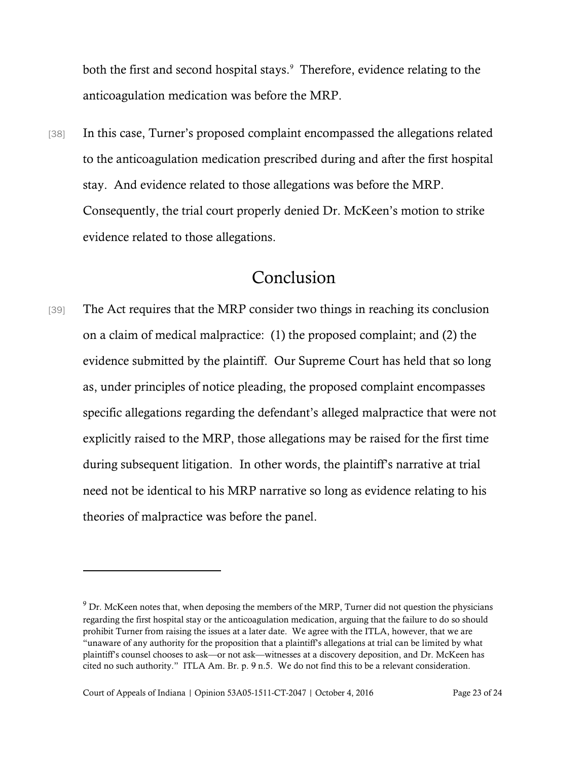both the first and second hospital stays.[9] Therefore, evidence relating to the anticoagulation medication was before the MRP.

[38] In this case, Turner's proposed complaint encompassed the allegations related to the anticoagulation medication prescribed during and after the first hospital stay. And evidence related to those allegations was before the MRP. Consequently, the trial court properly denied Dr. McKeen's motion to strike evidence related to those allegations.

## Conclusion

[39] The Act requires that the MRP consider two things in reaching its conclusion on a claim of medical malpractice: (1) the proposed complaint; and (2) the evidence submitted by the plaintiff. Our Supreme Court has held that so long as, under principles of notice pleading, the proposed complaint encompasses specific allegations regarding the defendant's alleged malpractice that were not explicitly raised to the MRP, those allegations may be raised for the first time during subsequent litigation. In other words, the plaintiff's narrative at trial need not be identical to his MRP narrative so long as evidence relating to his theories of malpractice was before the panel.

---

[9] Dr. McKeen notes that, when deposing the members of the MRP, Turner did not question the physicians regarding the first hospital stay or the anticoagulation medication, arguing that the failure to do so should prohibit Turner from raising the issues at a later date. We agree with the ITLA, however, that we are "unaware of any authority for the proposition that a plaintiff's allegations at trial can be limited by what plaintiff's counsel chooses to ask—or not ask—witnesses at a discovery deposition, and Dr. McKeen has cited no such authority." ITLA Am. Br. p. 9 n.5. We do not find this to be a relevant consideration.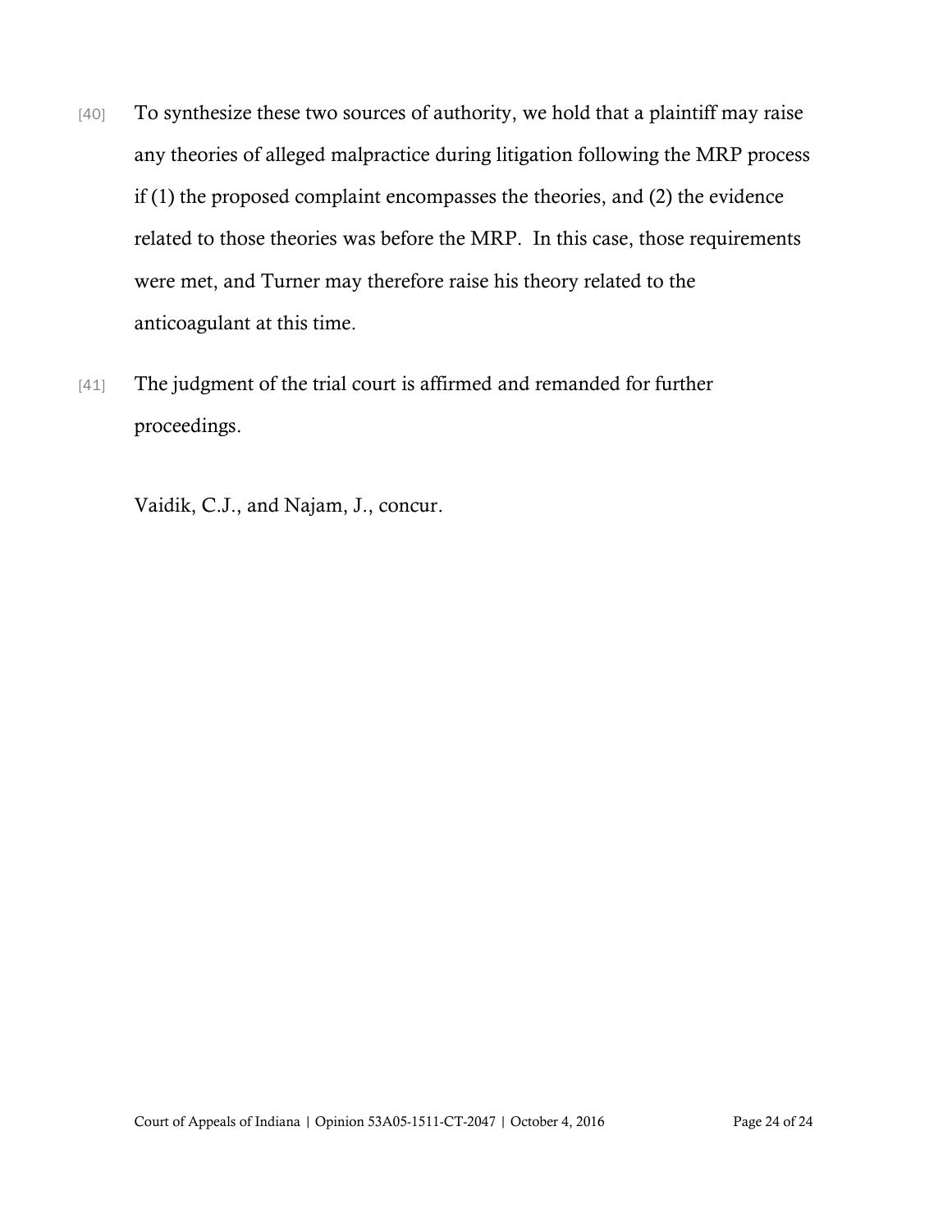[40] To synthesize these two sources of authority, we hold that a plaintiff may raise any theories of alleged malpractice during litigation following the MRP process if (1) the proposed complaint encompasses the theories, and (2) the evidence related to those theories was before the MRP. In this case, those requirements were met, and Turner may therefore raise his theory related to the anticoagulant at this time.

[41] The judgment of the trial court is affirmed and remanded for further proceedings.

Vaidik, C.J., and Najam, J., concur.